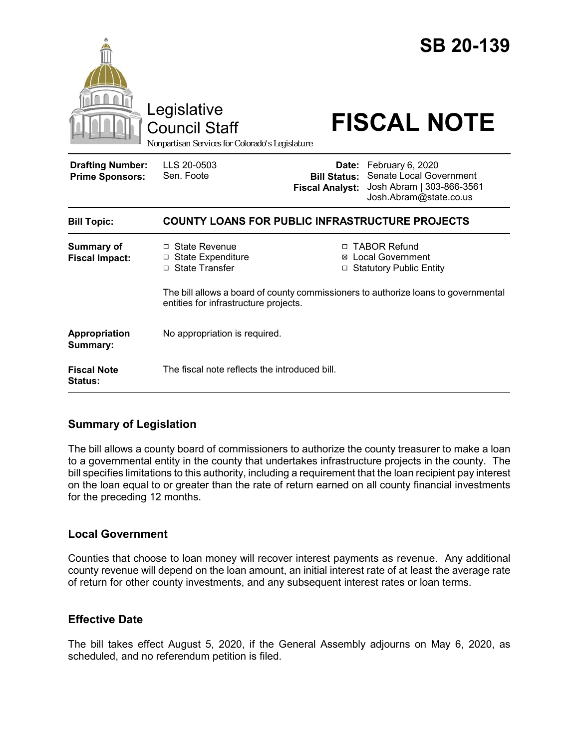# SB 20-139

Legislative Council Staff

*Nonpartisan Services for Colorado's Legislature*

# FISCAL NOTE

| | | | |
|---|---|---|---|
| **Drafting Number:** | LLS 20-0503 | **Date:** | February 6, 2020 |
| **Prime Sponsors:** | Sen. Foote | **Bill Status:** | Senate Local Government |
| | | **Fiscal Analyst:** | Josh Abram \| 303-866-3561 Josh.Abram@state.co.us |

| | |
|---|---|
| **Bill Topic:** | **COUNTY LOANS FOR PUBLIC INFRASTRUCTURE PROJECTS** |
| **Summary of Fiscal Impact:** | ☐ State Revenue ☐ State Expenditure ☐ State Transfer ☐ TABOR Refund ☒ Local Government ☐ Statutory Public Entity<br><br>The bill allows a board of county commissioners to authorize loans to governmental entities for infrastructure projects. |
| **Appropriation Summary:** | No appropriation is required. |
| **Fiscal Note Status:** | The fiscal note reflects the introduced bill. |

## Summary of Legislation

The bill allows a county board of commissioners to authorize the county treasurer to make a loan to a governmental entity in the county that undertakes infrastructure projects in the county. The bill specifies limitations to this authority, including a requirement that the loan recipient pay interest on the loan equal to or greater than the rate of return earned on all county financial investments for the preceding 12 months.

## Local Government

Counties that choose to loan money will recover interest payments as revenue. Any additional county revenue will depend on the loan amount, an initial interest rate of at least the average rate of return for other county investments, and any subsequent interest rates or loan terms.

## Effective Date

The bill takes effect August 5, 2020, if the General Assembly adjourns on May 6, 2020, as scheduled, and no referendum petition is filed.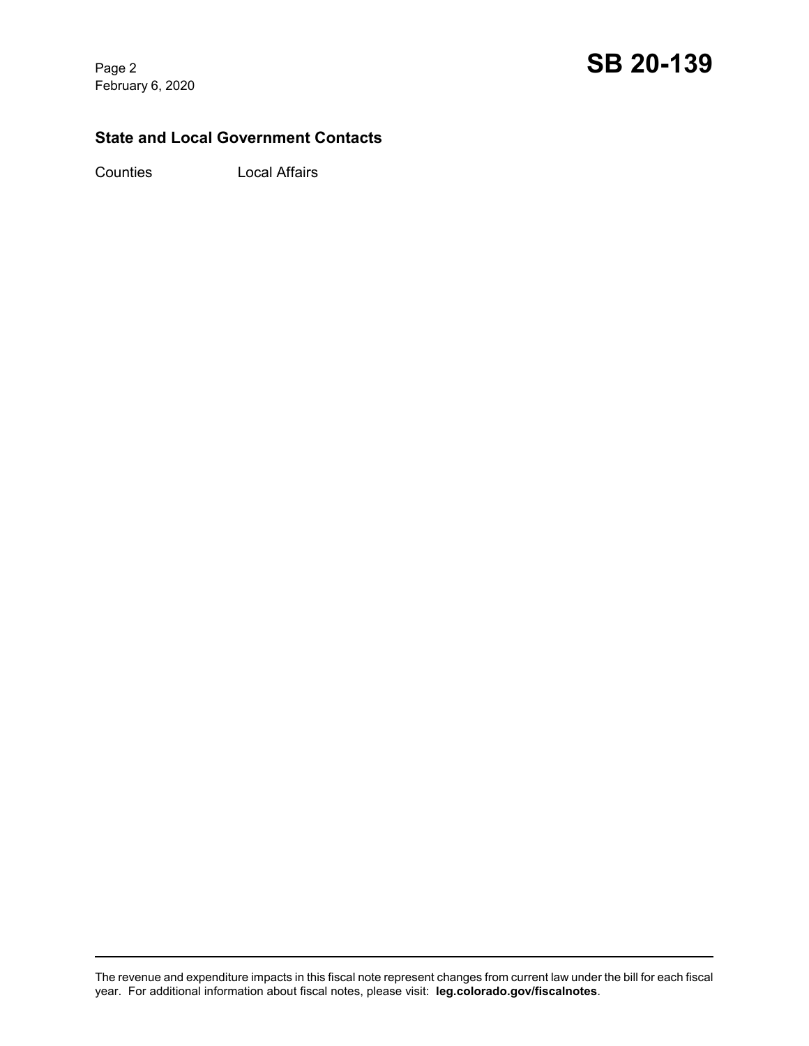## State and Local Government Contacts

Counties Local Affairs

The revenue and expenditure impacts in this fiscal note represent changes from current law under the bill for each fiscal year. For additional information about fiscal notes, please visit: **leg.colorado.gov/fiscalnotes**.